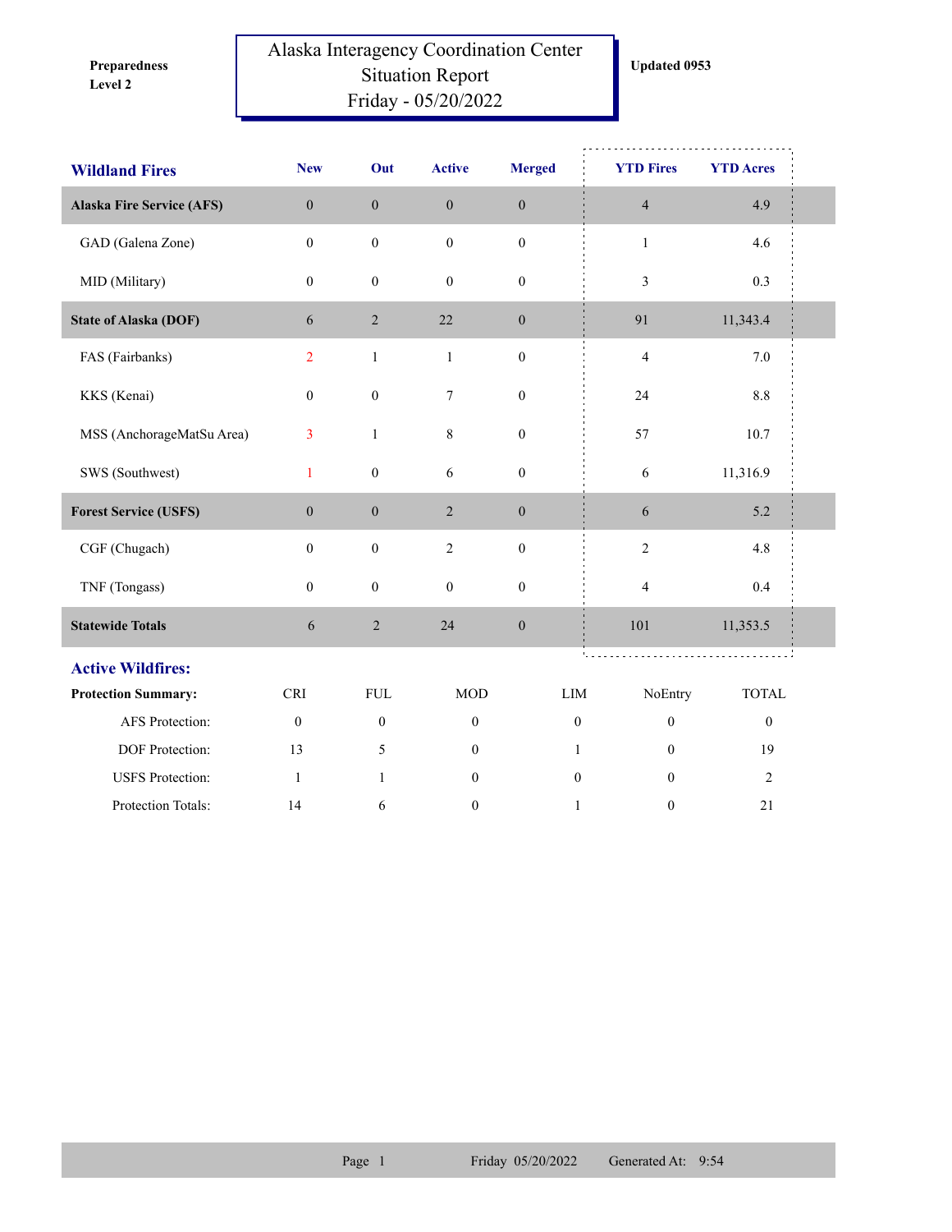**Preparedness Level 2**

# Alaska Interagency Coordination Center Situation Report Friday - 05/20/2022

**Updated 0953**

| Wildland Fires | New | Out | Active | Merged | YTD Fires | YTD Acres |
|---|---|---|---|---|---|---|
| **Alaska Fire Service (AFS)** | 0 | 0 | 0 | 0 | 4 | 4.9 |
| GAD (Galena Zone) | 0 | 0 | 0 | 0 | 1 | 4.6 |
| MID (Military) | 0 | 0 | 0 | 0 | 3 | 0.3 |
| **State of Alaska (DOF)** | 6 | 2 | 22 | 0 | 91 | 11,343.4 |
| FAS (Fairbanks) | 2 | 1 | 1 | 0 | 4 | 7.0 |
| KKS (Kenai) | 0 | 0 | 7 | 0 | 24 | 8.8 |
| MSS (AnchorageMatSu Area) | 3 | 1 | 8 | 0 | 57 | 10.7 |
| SWS (Southwest) | 1 | 0 | 6 | 0 | 6 | 11,316.9 |
| **Forest Service (USFS)** | 0 | 0 | 2 | 0 | 6 | 5.2 |
| CGF (Chugach) | 0 | 0 | 2 | 0 | 2 | 4.8 |
| TNF (Tongass) | 0 | 0 | 0 | 0 | 4 | 0.4 |
| **Statewide Totals** | 6 | 2 | 24 | 0 | 101 | 11,353.5 |

## Active Wildfires:

| Protection Summary: | CRI | FUL | MOD | LIM | NoEntry | TOTAL |
|---|---|---|---|---|---|---|
| AFS Protection: | 0 | 0 | 0 | 0 | 0 | 0 |
| DOF Protection: | 13 | 5 | 0 | 1 | 0 | 19 |
| USFS Protection: | 1 | 1 | 0 | 0 | 0 | 2 |
| Protection Totals: | 14 | 6 | 0 | 1 | 0 | 21 |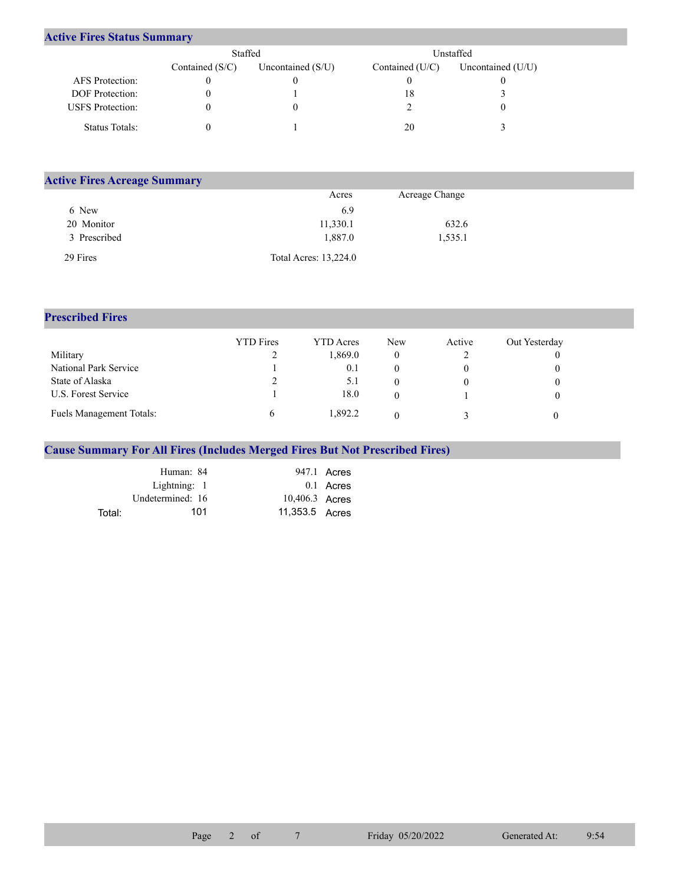## Active Fires Status Summary

| | Staffed | | Unstaffed | |
|---|---|---|---|---|
| | Contained (S/C) | Uncontained (S/U) | Contained (U/C) | Uncontained (U/U) |
| AFS Protection: | 0 | 0 | 0 | 0 |
| DOF Protection: | 0 | 1 | 18 | 3 |
| USFS Protection: | 0 | 0 | 2 | 0 |
| Status Totals: | 0 | 1 | 20 | 3 |

## Active Fires Acreage Summary

| | Acres | Acreage Change |
|---|---|---|
| 6 New | 6.9 | |
| 20 Monitor | 11,330.1 | 632.6 |
| 3 Prescribed | 1,887.0 | 1,535.1 |
| 29 Fires | Total Acres: 13,224.0 | |

## Prescribed Fires

| | YTD Fires | YTD Acres | New | Active | Out Yesterday |
|---|---|---|---|---|---|
| Military | 2 | 1,869.0 | 0 | 2 | 0 |
| National Park Service | 1 | 0.1 | 0 | 0 | 0 |
| State of Alaska | 2 | 5.1 | 0 | 0 | 0 |
| U.S. Forest Service | 1 | 18.0 | 0 | 1 | 0 |
| Fuels Management Totals: | 6 | 1,892.2 | 0 | 3 | 0 |

## Cause Summary For All Fires (Includes Merged Fires But Not Prescribed Fires)

| | | |
|---|---|---|
| Human: | 84 | 947.1 Acres |
| Lightning: | 1 | 0.1 Acres |
| Undetermined: | 16 | 10,406.3 Acres |
| Total: | 101 | 11,353.5 Acres |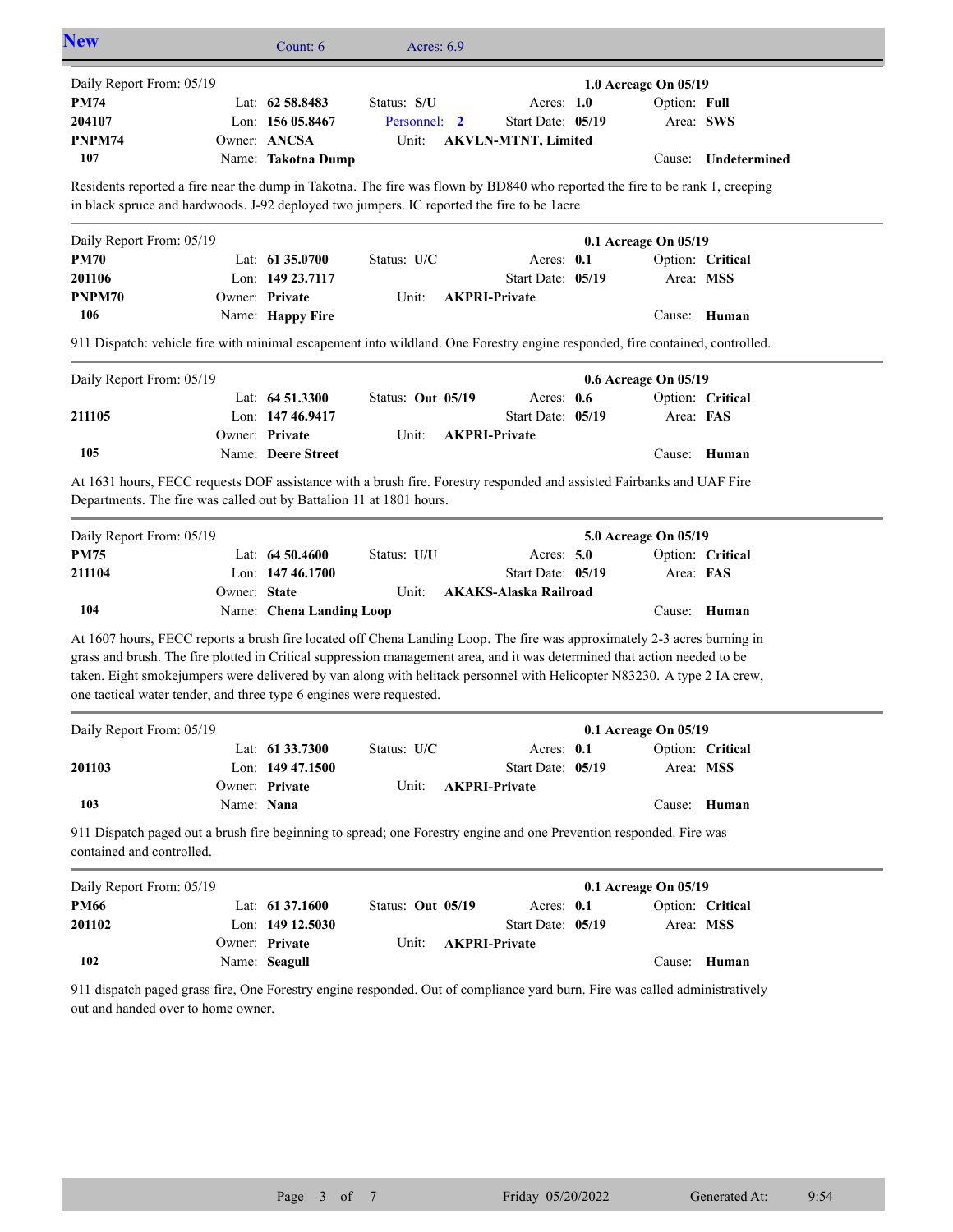## New

Count: 6 Acres: 6.9

---

Daily Report From: 05/19 **1.0 Acreage On 05/19**

| | | | | |
|---|---|---|---|---|
| **PM74** | Lat: **62 58.8483** | Status: **S/U** | Acres: **1.0** | Option: **Full** |
| **204107** | Lon: **156 05.8467** | Personnel: **2** | Start Date: **05/19** | Area: **SWS** |
| **PNPM74** | Owner: **ANCSA** | Unit: **AKVLN-MTNT, Limited** | | |
| **107** | Name: **Takotna Dump** | | | Cause: **Undetermined** |

Residents reported a fire near the dump in Takotna. The fire was flown by BD840 who reported the fire to be rank 1, creeping in black spruce and hardwoods. J-92 deployed two jumpers. IC reported the fire to be 1acre.

---

Daily Report From: 05/19 **0.1 Acreage On 05/19**

| | | | | |
|---|---|---|---|---|
| **PM70** | Lat: **61 35.0700** | Status: **U/C** | Acres: **0.1** | Option: **Critical** |
| **201106** | Lon: **149 23.7117** | | Start Date: **05/19** | Area: **MSS** |
| **PNPM70** | Owner: **Private** | Unit: **AKPRI-Private** | | |
| **106** | Name: **Happy Fire** | | | Cause: **Human** |

911 Dispatch: vehicle fire with minimal escapement into wildland. One Forestry engine responded, fire contained, controlled.

---

Daily Report From: 05/19 **0.6 Acreage On 05/19**

| | | | | |
|---|---|---|---|---|
| | Lat: **64 51.3300** | Status: **Out 05/19** | Acres: **0.6** | Option: **Critical** |
| **211105** | Lon: **147 46.9417** | | Start Date: **05/19** | Area: **FAS** |
| | Owner: **Private** | Unit: **AKPRI-Private** | | |
| **105** | Name: **Deere Street** | | | Cause: **Human** |

At 1631 hours, FECC requests DOF assistance with a brush fire. Forestry responded and assisted Fairbanks and UAF Fire Departments. The fire was called out by Battalion 11 at 1801 hours.

---

Daily Report From: 05/19 **5.0 Acreage On 05/19**

| | | | | |
|---|---|---|---|---|
| **PM75** | Lat: **64 50.4600** | Status: **U/U** | Acres: **5.0** | Option: **Critical** |
| **211104** | Lon: **147 46.1700** | | Start Date: **05/19** | Area: **FAS** |
| | Owner: **State** | Unit: **AKAKS-Alaska Railroad** | | |
| **104** | Name: **Chena Landing Loop** | | | Cause: **Human** |

At 1607 hours, FECC reports a brush fire located off Chena Landing Loop. The fire was approximately 2-3 acres burning in grass and brush. The fire plotted in Critical suppression management area, and it was determined that action needed to be taken. Eight smokejumpers were delivered by van along with helitack personnel with Helicopter N83230. A type 2 IA crew, one tactical water tender, and three type 6 engines were requested.

---

Daily Report From: 05/19 **0.1 Acreage On 05/19**

| | | | | |
|---|---|---|---|---|
| | Lat: **61 33.7300** | Status: **U/C** | Acres: **0.1** | Option: **Critical** |
| **201103** | Lon: **149 47.1500** | | Start Date: **05/19** | Area: **MSS** |
| | Owner: **Private** | Unit: **AKPRI-Private** | | |
| **103** | Name: **Nana** | | | Cause: **Human** |

911 Dispatch paged out a brush fire beginning to spread; one Forestry engine and one Prevention responded. Fire was contained and controlled.

---

Daily Report From: 05/19 **0.1 Acreage On 05/19**

| | | | | |
|---|---|---|---|---|
| **PM66** | Lat: **61 37.1600** | Status: **Out 05/19** | Acres: **0.1** | Option: **Critical** |
| **201102** | Lon: **149 12.5030** | | Start Date: **05/19** | Area: **MSS** |
| | Owner: **Private** | Unit: **AKPRI-Private** | | |
| **102** | Name: **Seagull** | | | Cause: **Human** |

911 dispatch paged grass fire, One Forestry engine responded. Out of compliance yard burn. Fire was called administratively out and handed over to home owner.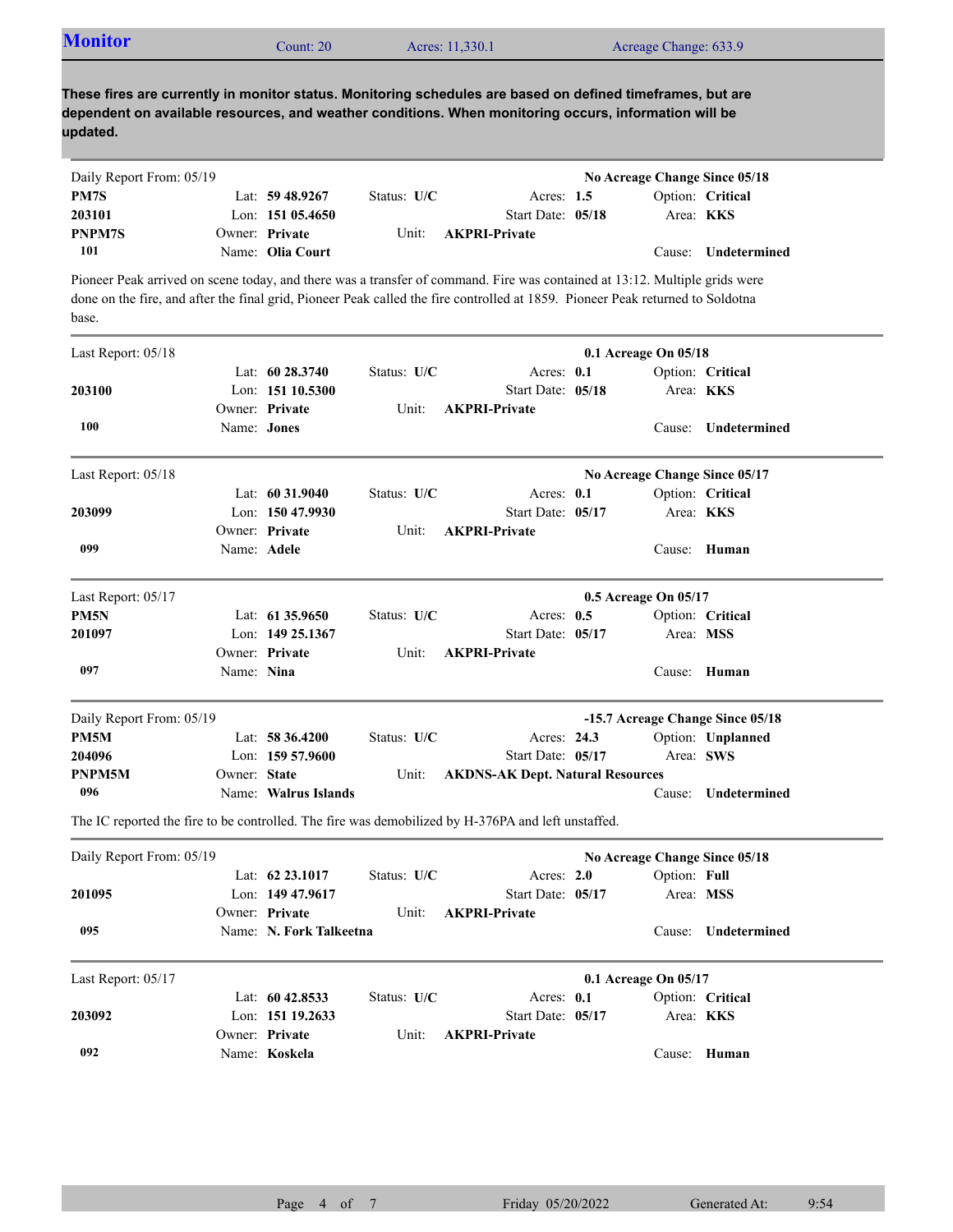## Monitor

Count: 20 | Acres: 11,330.1 | Acreage Change: 633.9

**These fires are currently in monitor status. Monitoring schedules are based on defined timeframes, but are dependent on available resources, and weather conditions. When monitoring occurs, information will be updated.**

---

Daily Report From: 05/19 — **No Acreage Change Since 05/18**

| | | | |
|---|---|---|---|
| **PM7S** | Lat: **59 48.9267** | Status: **U/C** | Acres: **1.5** | 
| **203101** | Lon: **151 05.4650** | Start Date: **05/18** | Option: **Critical** |
| **PNPM7S** | Owner: **Private** | Unit: **AKPRI-Private** | Area: **KKS** |
| **101** | Name: **Olia Court** | | Cause: **Undetermined** |

Pioneer Peak arrived on scene today, and there was a transfer of command. Fire was contained at 13:12. Multiple grids were done on the fire, and after the final grid, Pioneer Peak called the fire controlled at 1859. Pioneer Peak returned to Soldotna base.

---

Last Report: 05/18 — **0.1 Acreage On 05/18**

| | | | |
|---|---|---|---|
| | Lat: **60 28.3740** | Status: **U/C** | Acres: **0.1** |
| **203100** | Lon: **151 10.5300** | Start Date: **05/18** | Option: **Critical** |
| | Owner: **Private** | Unit: **AKPRI-Private** | Area: **KKS** |
| **100** | Name: **Jones** | | Cause: **Undetermined** |

---

Last Report: 05/18 — **No Acreage Change Since 05/17**

| | | | |
|---|---|---|---|
| | Lat: **60 31.9040** | Status: **U/C** | Acres: **0.1** |
| **203099** | Lon: **150 47.9930** | Start Date: **05/17** | Option: **Critical** |
| | Owner: **Private** | Unit: **AKPRI-Private** | Area: **KKS** |
| **099** | Name: **Adele** | | Cause: **Human** |

---

Last Report: 05/17 — **0.5 Acreage On 05/17**

| | | | |
|---|---|---|---|
| **PM5N** | Lat: **61 35.9650** | Status: **U/C** | Acres: **0.5** |
| **201097** | Lon: **149 25.1367** | Start Date: **05/17** | Option: **Critical** |
| | Owner: **Private** | Unit: **AKPRI-Private** | Area: **MSS** |
| **097** | Name: **Nina** | | Cause: **Human** |

---

Daily Report From: 05/19 — **-15.7 Acreage Change Since 05/18**

| | | | |
|---|---|---|---|
| **PM5M** | Lat: **58 36.4200** | Status: **U/C** | Acres: **24.3** |
| **204096** | Lon: **159 57.9600** | Start Date: **05/17** | Option: **Unplanned** |
| **PNPM5M** | Owner: **State** | Unit: **AKDNS-AK Dept. Natural Resources** | Area: **SWS** |
| **096** | Name: **Walrus Islands** | | Cause: **Undetermined** |

The IC reported the fire to be controlled. The fire was demobilized by H-376PA and left unstaffed.

---

Daily Report From: 05/19 — **No Acreage Change Since 05/18**

| | | | |
|---|---|---|---|
| | Lat: **62 23.1017** | Status: **U/C** | Acres: **2.0** |
| **201095** | Lon: **149 47.9617** | Start Date: **05/17** | Option: **Full** |
| | Owner: **Private** | Unit: **AKPRI-Private** | Area: **MSS** |
| **095** | Name: **N. Fork Talkeetna** | | Cause: **Undetermined** |

---

Last Report: 05/17 — **0.1 Acreage On 05/17**

| | | | |
|---|---|---|---|
| | Lat: **60 42.8533** | Status: **U/C** | Acres: **0.1** |
| **203092** | Lon: **151 19.2633** | Start Date: **05/17** | Option: **Critical** |
| | Owner: **Private** | Unit: **AKPRI-Private** | Area: **KKS** |
| **092** | Name: **Koskela** | | Cause: **Human** |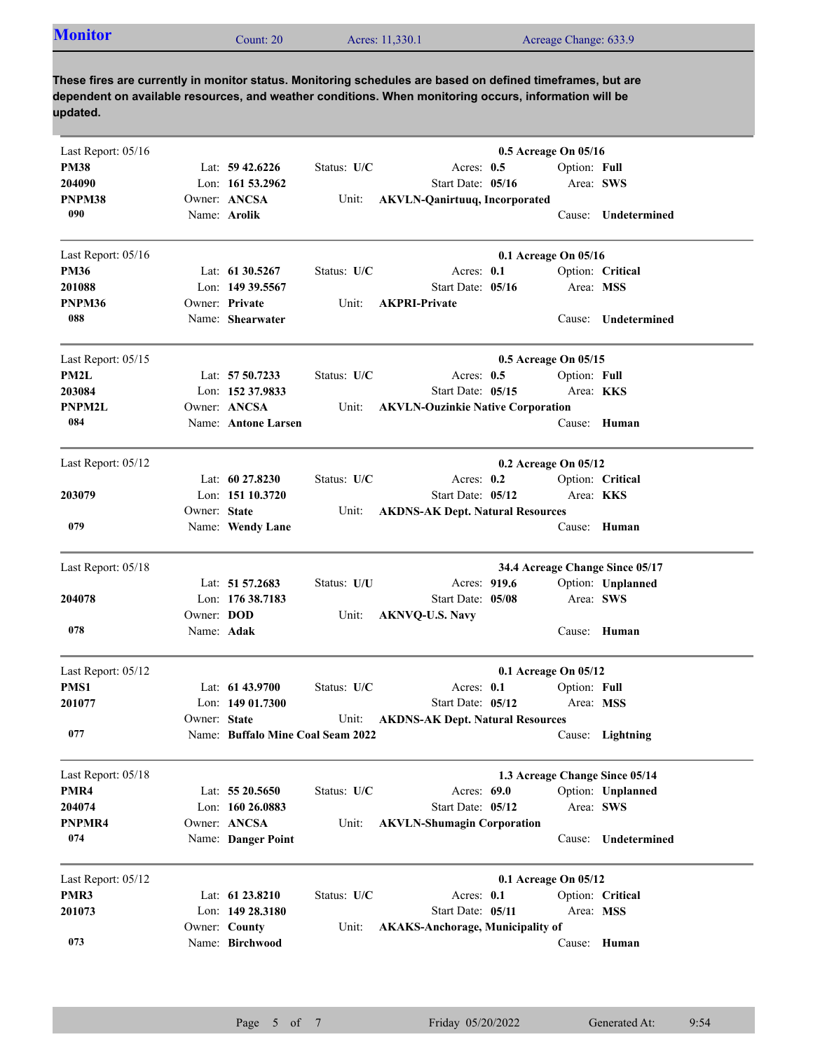## Monitor

Count: 20 | Acres: 11,330.1 | Acreage Change: 633.9

**These fires are currently in monitor status. Monitoring schedules are based on defined timeframes, but are dependent on available resources, and weather conditions. When monitoring occurs, information will be updated.**

---

Last Report: 05/16 — **0.5 Acreage On 05/16**

**PM38** | Lat: **59 42.6226** | Status: **U/C** | Acres: **0.5** | Option: **Full**
**204090** | Lon: **161 53.2962** | Start Date: **05/16** | Area: **SWS**
**PNPM38** | Owner: **ANCSA** | Unit: **AKVLN-Qanirtuuq, Incorporated**
**090** | Name: **Arolik** | Cause: **Undetermined**

---

Last Report: 05/16 — **0.1 Acreage On 05/16**

**PM36** | Lat: **61 30.5267** | Status: **U/C** | Acres: **0.1** | Option: **Critical**
**201088** | Lon: **149 39.5567** | Start Date: **05/16** | Area: **MSS**
**PNPM36** | Owner: **Private** | Unit: **AKPRI-Private**
**088** | Name: **Shearwater** | Cause: **Undetermined**

---

Last Report: 05/15 — **0.5 Acreage On 05/15**

**PM2L** | Lat: **57 50.7233** | Status: **U/C** | Acres: **0.5** | Option: **Full**
**203084** | Lon: **152 37.9833** | Start Date: **05/15** | Area: **KKS**
**PNPM2L** | Owner: **ANCSA** | Unit: **AKVLN-Ouzinkie Native Corporation**
**084** | Name: **Antone Larsen** | Cause: **Human**

---

Last Report: 05/12 — **0.2 Acreage On 05/12**

Lat: **60 27.8230** | Status: **U/C** | Acres: **0.2** | Option: **Critical**
**203079** | Lon: **151 10.3720** | Start Date: **05/12** | Area: **KKS**
Owner: **State** | Unit: **AKDNS-AK Dept. Natural Resources**
**079** | Name: **Wendy Lane** | Cause: **Human**

---

Last Report: 05/18 — **34.4 Acreage Change Since 05/17**

Lat: **51 57.2683** | Status: **U/U** | Acres: **919.6** | Option: **Unplanned**
**204078** | Lon: **176 38.7183** | Start Date: **05/08** | Area: **SWS**
Owner: **DOD** | Unit: **AKNVQ-U.S. Navy**
**078** | Name: **Adak** | Cause: **Human**

---

Last Report: 05/12 — **0.1 Acreage On 05/12**

**PMS1** | Lat: **61 43.9700** | Status: **U/C** | Acres: **0.1** | Option: **Full**
**201077** | Lon: **149 01.7300** | Start Date: **05/12** | Area: **MSS**
Owner: **State** | Unit: **AKDNS-AK Dept. Natural Resources**
**077** | Name: **Buffalo Mine Coal Seam 2022** | Cause: **Lightning**

---

Last Report: 05/18 — **1.3 Acreage Change Since 05/14**

**PMR4** | Lat: **55 20.5650** | Status: **U/C** | Acres: **69.0** | Option: **Unplanned**
**204074** | Lon: **160 26.0883** | Start Date: **05/12** | Area: **SWS**
**PNPMR4** | Owner: **ANCSA** | Unit: **AKVLN-Shumagin Corporation**
**074** | Name: **Danger Point** | Cause: **Undetermined**

---

Last Report: 05/12 — **0.1 Acreage On 05/12**

**PMR3** | Lat: **61 23.8210** | Status: **U/C** | Acres: **0.1** | Option: **Critical**
**201073** | Lon: **149 28.3180** | Start Date: **05/11** | Area: **MSS**
Owner: **County** | Unit: **AKAKS-Anchorage, Municipality of**
**073** | Name: **Birchwood** | Cause: **Human**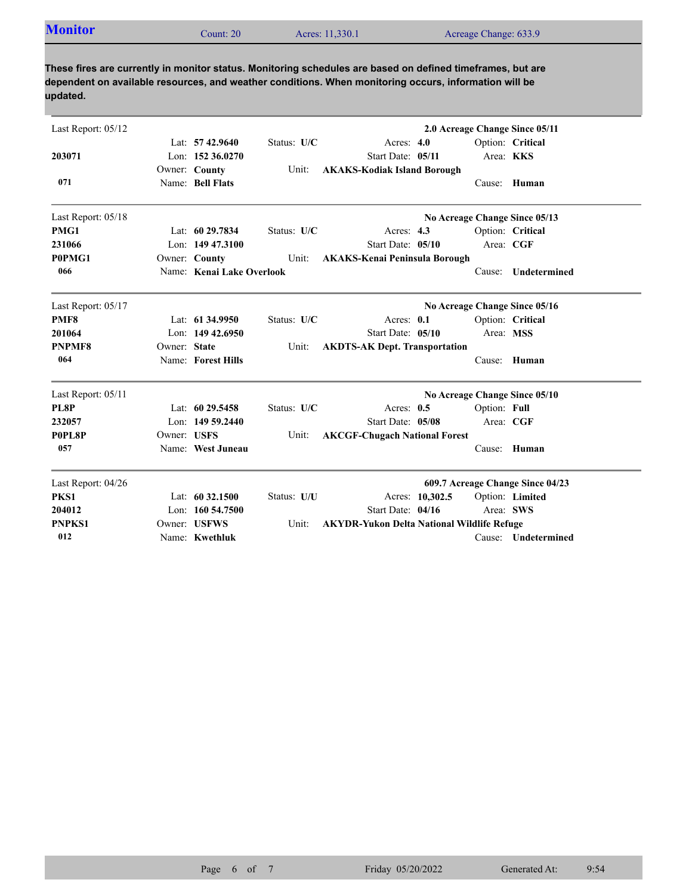## Monitor

Count: 20 | Acres: 11,330.1 | Acreage Change: 633.9

**These fires are currently in monitor status. Monitoring schedules are based on defined timeframes, but are dependent on available resources, and weather conditions. When monitoring occurs, information will be updated.**

---

Last Report: 05/12 — **2.0 Acreage Change Since 05/11**

**203071**
**071**

Lat: **57 42.9640** | Status: **U/C** | Acres: **4.0** | Option: **Critical**
Lon: **152 36.0270** | Start Date: **05/11** | Area: **KKS**
Owner: **County** | Unit: **AKAKS-Kodiak Island Borough**
Name: **Bell Flats** | Cause: **Human**

---

Last Report: 05/18 — **No Acreage Change Since 05/13**

**PMG1**
**231066**
**P0PMG1**
**066**

Lat: **60 29.7834** | Status: **U/C** | Acres: **4.3** | Option: **Critical**
Lon: **149 47.3100** | Start Date: **05/10** | Area: **CGF**
Owner: **County** | Unit: **AKAKS-Kenai Peninsula Borough**
Name: **Kenai Lake Overlook** | Cause: **Undetermined**

---

Last Report: 05/17 — **No Acreage Change Since 05/16**

**PMF8**
**201064**
**PNPMF8**
**064**

Lat: **61 34.9950** | Status: **U/C** | Acres: **0.1** | Option: **Critical**
Lon: **149 42.6950** | Start Date: **05/10** | Area: **MSS**
Owner: **State** | Unit: **AKDTS-AK Dept. Transportation**
Name: **Forest Hills** | Cause: **Human**

---

Last Report: 05/11 — **No Acreage Change Since 05/10**

**PL8P**
**232057**
**P0PL8P**
**057**

Lat: **60 29.5458** | Status: **U/C** | Acres: **0.5** | Option: **Full**
Lon: **149 59.2440** | Start Date: **05/08** | Area: **CGF**
Owner: **USFS** | Unit: **AKCGF-Chugach National Forest**
Name: **West Juneau** | Cause: **Human**

---

Last Report: 04/26 — **609.7 Acreage Change Since 04/23**

**PKS1**
**204012**
**PNPKS1**
**012**

Lat: **60 32.1500** | Status: **U/U** | Acres: **10,302.5** | Option: **Limited**
Lon: **160 54.7500** | Start Date: **04/16** | Area: **SWS**
Owner: **USFWS** | Unit: **AKYDR-Yukon Delta National Wildlife Refuge**
Name: **Kwethluk** | Cause: **Undetermined**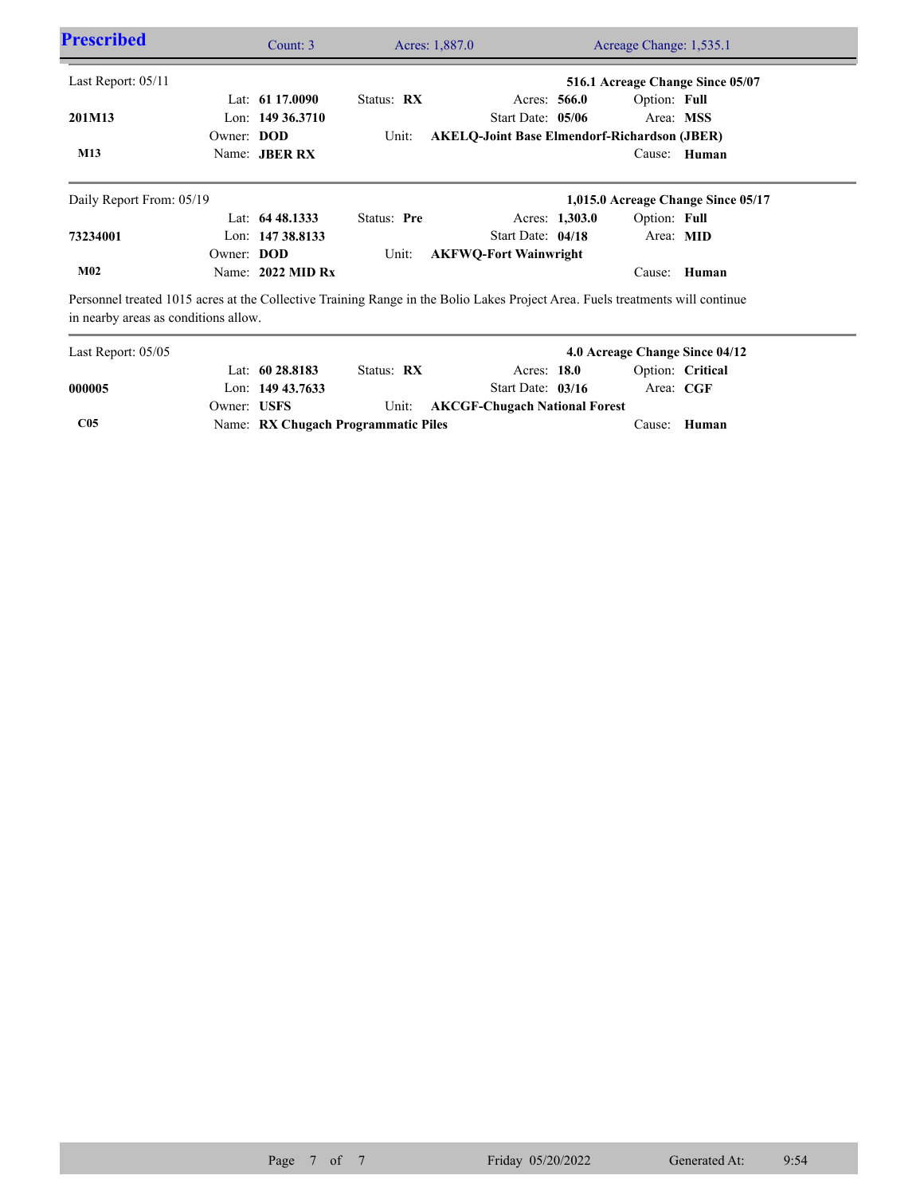## Prescribed

Count: 3 | Acres: 1,887.0 | Acreage Change: 1,535.1

---

Last Report: 05/11 — **516.1 Acreage Change Since 05/07**

| | | | | | |
|---|---|---|---|---|---|
| | Lat: **61 17.0090** | Status: **RX** | Acres: **566.0** | Option: **Full** | |
| **201M13** | Lon: **149 36.3710** | | Start Date: **05/06** | Area: **MSS** | |
| | Owner: **DOD** | Unit: | **AKELQ-Joint Base Elmendorf-Richardson (JBER)** | | |
| **M13** | Name: **JBER RX** | | | Cause: **Human** | |

---

Daily Report From: 05/19 — **1,015.0 Acreage Change Since 05/17**

| | | | | | |
|---|---|---|---|---|---|
| | Lat: **64 48.1333** | Status: **Pre** | Acres: **1,303.0** | Option: **Full** | |
| **73234001** | Lon: **147 38.8133** | | Start Date: **04/18** | Area: **MID** | |
| | Owner: **DOD** | Unit: | **AKFWQ-Fort Wainwright** | | |
| **M02** | Name: **2022 MID Rx** | | | Cause: **Human** | |

Personnel treated 1015 acres at the Collective Training Range in the Bolio Lakes Project Area. Fuels treatments will continue in nearby areas as conditions allow.

---

Last Report: 05/05 — **4.0 Acreage Change Since 04/12**

| | | | | | |
|---|---|---|---|---|---|
| | Lat: **60 28.8183** | Status: **RX** | Acres: **18.0** | Option: **Critical** | |
| **000005** | Lon: **149 43.7633** | | Start Date: **03/16** | Area: **CGF** | |
| | Owner: **USFS** | Unit: | **AKCGF-Chugach National Forest** | | |
| **C05** | Name: **RX Chugach Programmatic Piles** | | | Cause: **Human** | |

Friday 05/20/2022 Generated At: 9:54